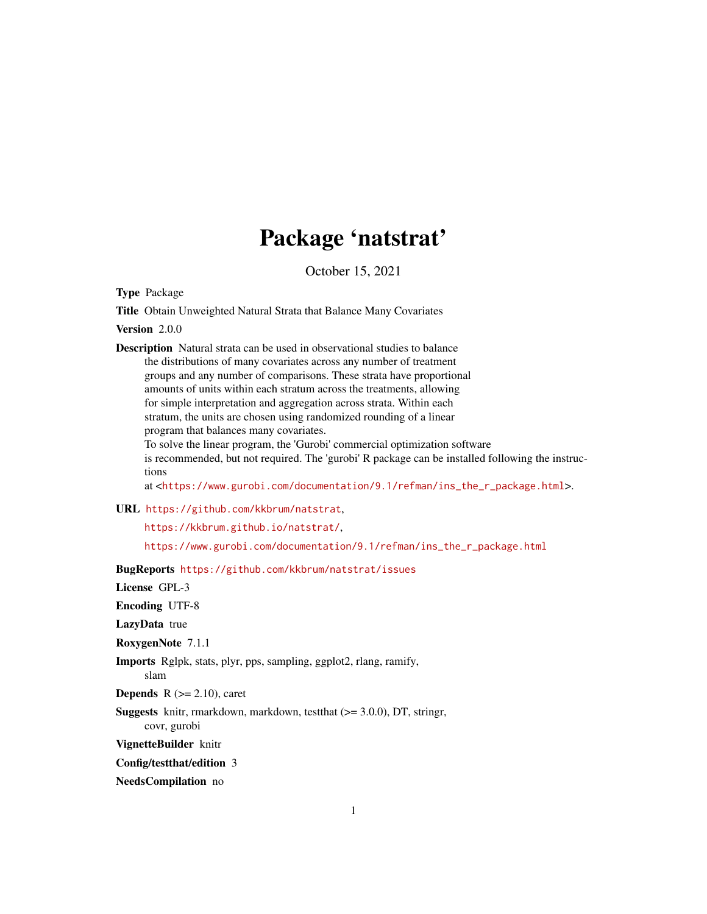# Package 'natstrat'

October 15, 2021

**Type** Package

**Title** Obtain Unweighted Natural Strata that Balance Many Covariates

**Version** 2.0.0

**Description** Natural strata can be used in observational studies to balance the distributions of many covariates across any number of treatment groups and any number of comparisons. These strata have proportional amounts of units within each stratum across the treatments, allowing for simple interpretation and aggregation across strata. Within each stratum, the units are chosen using randomized rounding of a linear program that balances many covariates.
To solve the linear program, the 'Gurobi' commercial optimization software is recommended, but not required. The 'gurobi' R package can be installed following the instructions at <https://www.gurobi.com/documentation/9.1/refman/ins_the_r_package.html>.

**URL** https://github.com/kkbrum/natstrat,
https://kkbrum.github.io/natstrat/,
https://www.gurobi.com/documentation/9.1/refman/ins_the_r_package.html

**BugReports** https://github.com/kkbrum/natstrat/issues

**License** GPL-3

**Encoding** UTF-8

**LazyData** true

**RoxygenNote** 7.1.1

**Imports** Rglpk, stats, plyr, pps, sampling, ggplot2, rlang, ramify, slam

**Depends** R (>= 2.10), caret

**Suggests** knitr, rmarkdown, markdown, testthat (>= 3.0.0), DT, stringr, covr, gurobi

**VignetteBuilder** knitr

**Config/testthat/edition** 3

**NeedsCompilation** no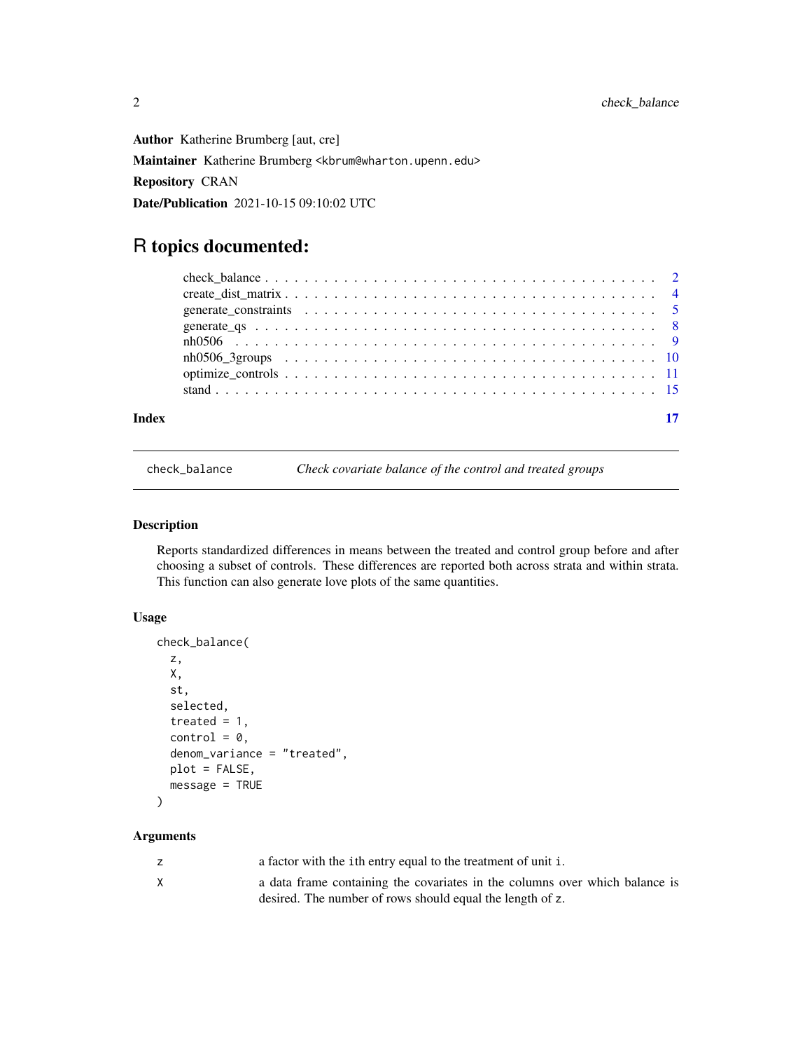**Author** Katherine Brumberg [aut, cre]

**Maintainer** Katherine Brumberg <kbrum@wharton.upenn.edu>

**Repository** CRAN

**Date/Publication** 2021-10-15 09:10:02 UTC

# R topics documented:

- check_balance . . . . . . . . . . . . . . . . . . . . . . . . . . . . . . . . . . . . . . 2
- create_dist_matrix . . . . . . . . . . . . . . . . . . . . . . . . . . . . . . . . . . . . 4
- generate_constraints . . . . . . . . . . . . . . . . . . . . . . . . . . . . . . . . . . 5
- generate_qs . . . . . . . . . . . . . . . . . . . . . . . . . . . . . . . . . . . . . . . 8
- nh0506 . . . . . . . . . . . . . . . . . . . . . . . . . . . . . . . . . . . . . . . . . 9
- nh0506_3groups . . . . . . . . . . . . . . . . . . . . . . . . . . . . . . . . . . . . 10
- optimize_controls . . . . . . . . . . . . . . . . . . . . . . . . . . . . . . . . . . . 11
- stand . . . . . . . . . . . . . . . . . . . . . . . . . . . . . . . . . . . . . . . . . 15

**Index** 17

---

`check_balance` *Check covariate balance of the control and treated groups*

---

### Description

Reports standardized differences in means between the treated and control group before and after choosing a subset of controls. These differences are reported both across strata and within strata. This function can also generate love plots of the same quantities.

### Usage

```
check_balance(
  z,
  X,
  st,
  selected,
  treated = 1,
  control = 0,
  denom_variance = "treated",
  plot = FALSE,
  message = TRUE
)
```

### Arguments

| | |
|---|---|
| `z` | a factor with the `i`th entry equal to the treatment of unit `i`. |
| `X` | a data frame containing the covariates in the columns over which balance is desired. The number of rows should equal the length of `z`. |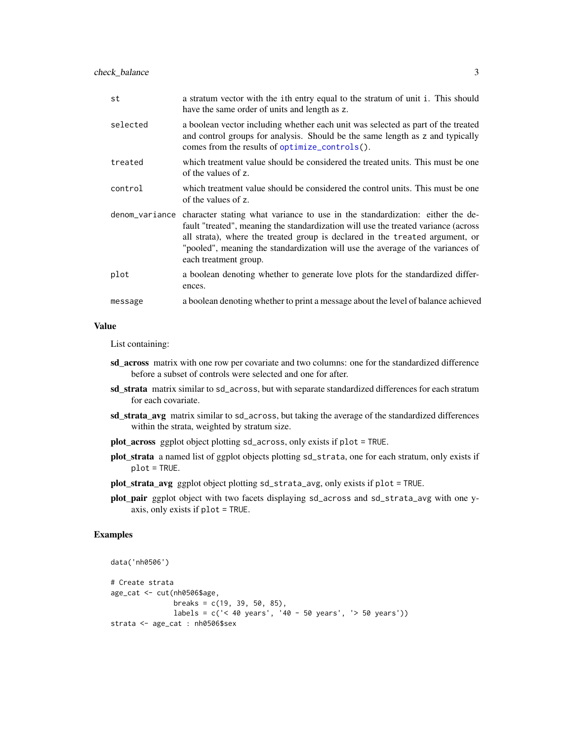| | |
|---|---|
| st | a stratum vector with the ith entry equal to the stratum of unit i. This should have the same order of units and length as z. |
| selected | a boolean vector including whether each unit was selected as part of the treated and control groups for analysis. Should be the same length as z and typically comes from the results of optimize_controls(). |
| treated | which treatment value should be considered the treated units. This must be one of the values of z. |
| control | which treatment value should be considered the control units. This must be one of the values of z. |
| denom_variance | character stating what variance to use in the standardization: either the default "treated", meaning the standardization will use the treated variance (across all strata), where the treated group is declared in the treated argument, or "pooled", meaning the standardization will use the average of the variances of each treatment group. |
| plot | a boolean denoting whether to generate love plots for the standardized differences. |
| message | a boolean denoting whether to print a message about the level of balance achieved |

### Value

List containing:

- **sd_across** matrix with one row per covariate and two columns: one for the standardized difference before a subset of controls were selected and one for after.
- **sd_strata** matrix similar to sd_across, but with separate standardized differences for each stratum for each covariate.
- **sd_strata_avg** matrix similar to sd_across, but taking the average of the standardized differences within the strata, weighted by stratum size.
- **plot_across** ggplot object plotting sd_across, only exists if plot = TRUE.
- **plot_strata** a named list of ggplot objects plotting sd_strata, one for each stratum, only exists if plot = TRUE.
- **plot_strata_avg** ggplot object plotting sd_strata_avg, only exists if plot = TRUE.
- **plot_pair** ggplot object with two facets displaying sd_across and sd_strata_avg with one y-axis, only exists if plot = TRUE.

### Examples

```
data('nh0506')

# Create strata
age_cat <- cut(nh0506$age,
               breaks = c(19, 39, 50, 85),
               labels = c('< 40 years', '40 - 50 years', '> 50 years'))
strata <- age_cat : nh0506$sex
```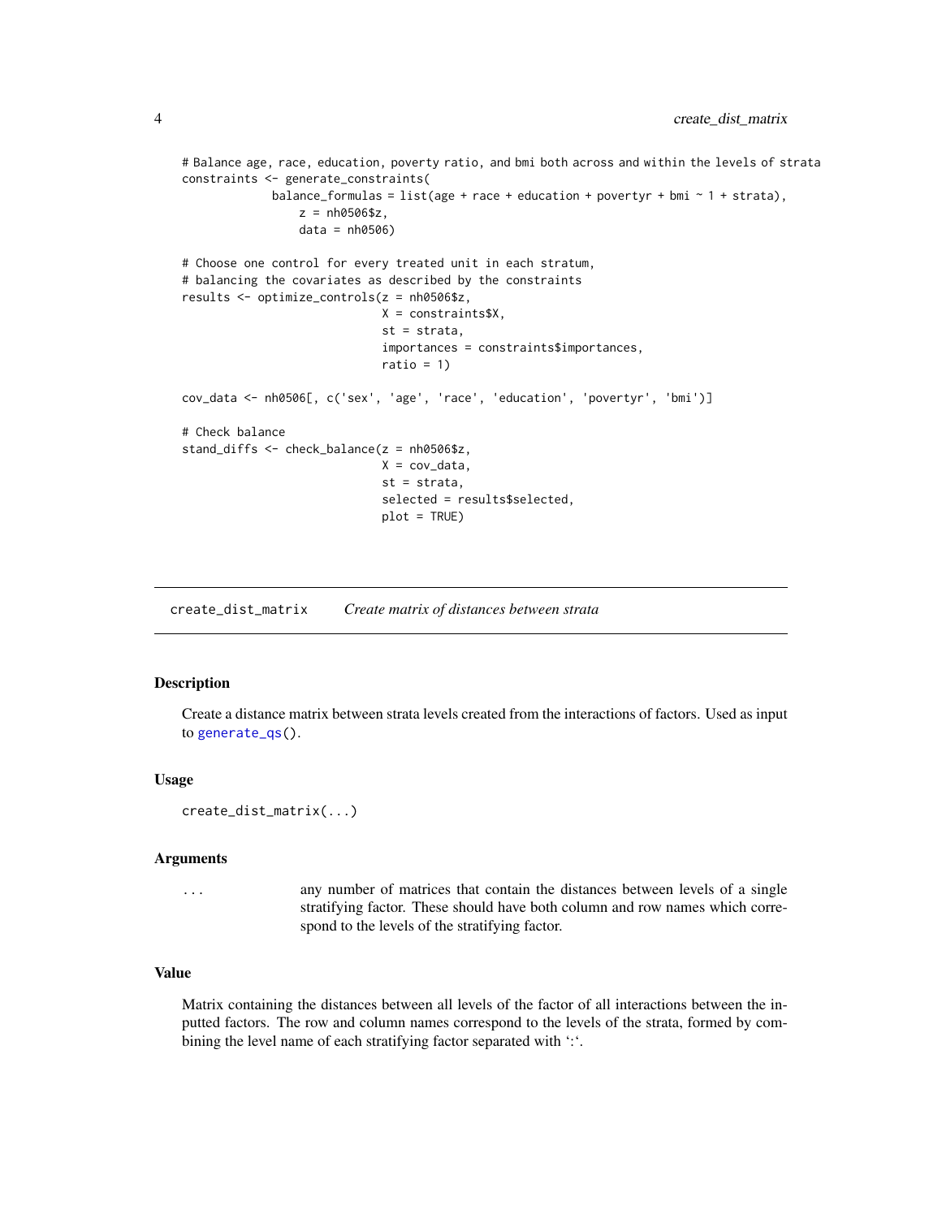```
# Balance age, race, education, poverty ratio, and bmi both across and within the levels of strata
constraints <- generate_constraints(
             balance_formulas = list(age + race + education + povertyr + bmi ~ 1 + strata),
                 z = nh0506$z,
                 data = nh0506)

# Choose one control for every treated unit in each stratum,
# balancing the covariates as described by the constraints
results <- optimize_controls(z = nh0506$z,
                             X = constraints$X,
                             st = strata,
                             importances = constraints$importances,
                             ratio = 1)

cov_data <- nh0506[, c('sex', 'age', 'race', 'education', 'povertyr', 'bmi')]

# Check balance
stand_diffs <- check_balance(z = nh0506$z,
                             X = cov_data,
                             st = strata,
                             selected = results$selected,
                             plot = TRUE)
```

## create_dist_matrix — *Create matrix of distances between strata*

### Description

Create a distance matrix between strata levels created from the interactions of factors. Used as input to generate_qs().

### Usage

```
create_dist_matrix(...)
```

### Arguments

| | |
|---|---|
| `...` | any number of matrices that contain the distances between levels of a single stratifying factor. These should have both column and row names which correspond to the levels of the stratifying factor. |

### Value

Matrix containing the distances between all levels of the factor of all interactions between the inputted factors. The row and column names correspond to the levels of the strata, formed by combining the level name of each stratifying factor separated with ':'.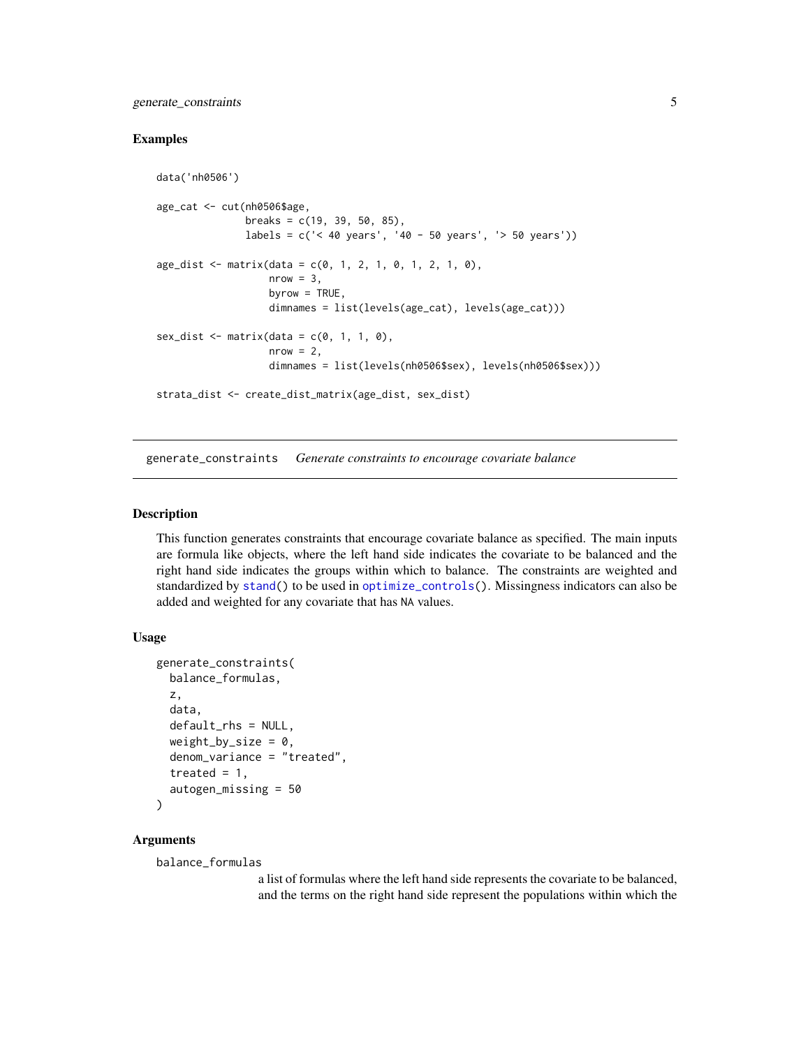## Examples

```
data('nh0506')

age_cat <- cut(nh0506$age,
               breaks = c(19, 39, 50, 85),
               labels = c('< 40 years', '40 - 50 years', '> 50 years'))

age_dist <- matrix(data = c(0, 1, 2, 1, 0, 1, 2, 1, 0),
                   nrow = 3,
                   byrow = TRUE,
                   dimnames = list(levels(age_cat), levels(age_cat)))

sex_dist <- matrix(data = c(0, 1, 1, 0),
                   nrow = 2,
                   dimnames = list(levels(nh0506$sex), levels(nh0506$sex)))

strata_dist <- create_dist_matrix(age_dist, sex_dist)
```

---

# generate_constraints *Generate constraints to encourage covariate balance*

---

## Description

This function generates constraints that encourage covariate balance as specified. The main inputs are formula like objects, where the left hand side indicates the covariate to be balanced and the right hand side indicates the groups within which to balance. The constraints are weighted and standardized by `stand()` to be used in `optimize_controls()`. Missingness indicators can also be added and weighted for any covariate that has `NA` values.

## Usage

```
generate_constraints(
  balance_formulas,
  z,
  data,
  default_rhs = NULL,
  weight_by_size = 0,
  denom_variance = "treated",
  treated = 1,
  autogen_missing = 50
)
```

## Arguments

`balance_formulas`
a list of formulas where the left hand side represents the covariate to be balanced, and the terms on the right hand side represent the populations within which the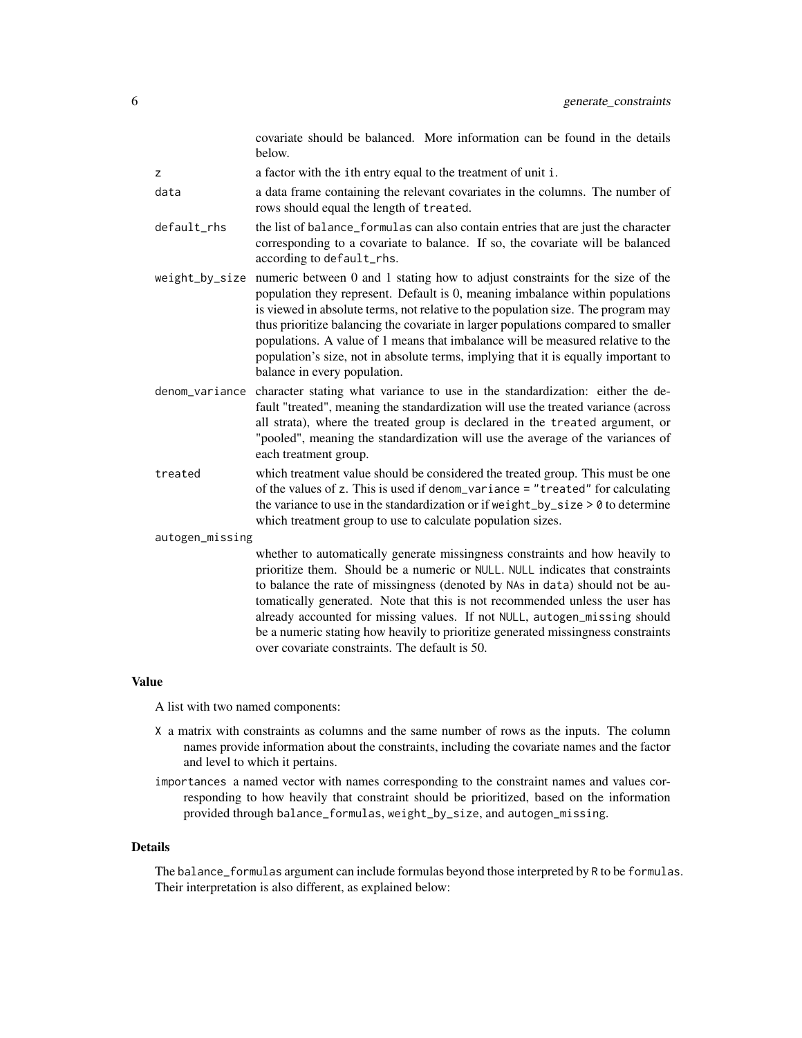covariate should be balanced. More information can be found in the details below.

- `z` a factor with the ith entry equal to the treatment of unit i.
- `data` a data frame containing the relevant covariates in the columns. The number of rows should equal the length of `treated`.
- `default_rhs` the list of `balance_formulas` can also contain entries that are just the character corresponding to a covariate to balance. If so, the covariate will be balanced according to `default_rhs`.
- `weight_by_size` numeric between 0 and 1 stating how to adjust constraints for the size of the population they represent. Default is 0, meaning imbalance within populations is viewed in absolute terms, not relative to the population size. The program may thus prioritize balancing the covariate in larger populations compared to smaller populations. A value of 1 means that imbalance will be measured relative to the population's size, not in absolute terms, implying that it is equally important to balance in every population.
- `denom_variance` character stating what variance to use in the standardization: either the default "treated", meaning the standardization will use the treated variance (across all strata), where the treated group is declared in the `treated` argument, or "pooled", meaning the standardization will use the average of the variances of each treatment group.
- `treated` which treatment value should be considered the treated group. This must be one of the values of `z`. This is used if `denom_variance = "treated"` for calculating the variance to use in the standardization or if `weight_by_size > 0` to determine which treatment group to use to calculate population sizes.
- `autogen_missing` whether to automatically generate missingness constraints and how heavily to prioritize them. Should be a numeric or `NULL`. `NULL` indicates that constraints to balance the rate of missingness (denoted by `NA`s in `data`) should not be automatically generated. Note that this is not recommended unless the user has already accounted for missing values. If not `NULL`, `autogen_missing` should be a numeric stating how heavily to prioritize generated missingness constraints over covariate constraints. The default is 50.

### Value

A list with two named components:

- `X` a matrix with constraints as columns and the same number of rows as the inputs. The column names provide information about the constraints, including the covariate names and the factor and level to which it pertains.
- `importances` a named vector with names corresponding to the constraint names and values corresponding to how heavily that constraint should be prioritized, based on the information provided through `balance_formulas`, `weight_by_size`, and `autogen_missing`.

### Details

The `balance_formulas` argument can include formulas beyond those interpreted by R to be `formulas`. Their interpretation is also different, as explained below: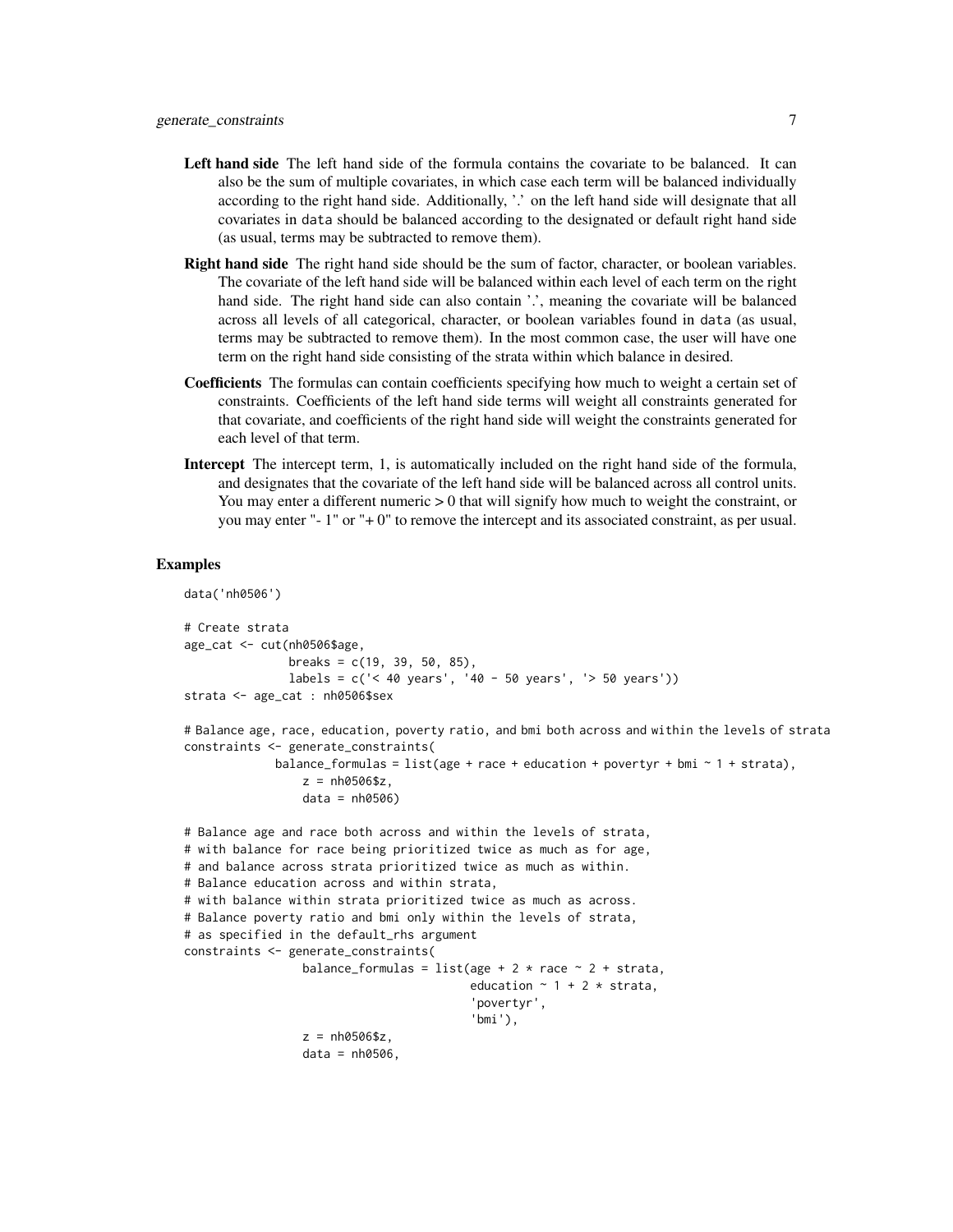**Left hand side** The left hand side of the formula contains the covariate to be balanced. It can also be the sum of multiple covariates, in which case each term will be balanced individually according to the right hand side. Additionally, '.' on the left hand side will designate that all covariates in data should be balanced according to the designated or default right hand side (as usual, terms may be subtracted to remove them).

**Right hand side** The right hand side should be the sum of factor, character, or boolean variables. The covariate of the left hand side will be balanced within each level of each term on the right hand side. The right hand side can also contain '.', meaning the covariate will be balanced across all levels of all categorical, character, or boolean variables found in data (as usual, terms may be subtracted to remove them). In the most common case, the user will have one term on the right hand side consisting of the strata within which balance in desired.

**Coefficients** The formulas can contain coefficients specifying how much to weight a certain set of constraints. Coefficients of the left hand side terms will weight all constraints generated for that covariate, and coefficients of the right hand side will weight the constraints generated for each level of that term.

**Intercept** The intercept term, 1, is automatically included on the right hand side of the formula, and designates that the covariate of the left hand side will be balanced across all control units. You may enter a different numeric > 0 that will signify how much to weight the constraint, or you may enter "- 1" or "+ 0" to remove the intercept and its associated constraint, as per usual.

## Examples

```
data('nh0506')

# Create strata
age_cat <- cut(nh0506$age,
               breaks = c(19, 39, 50, 85),
               labels = c('< 40 years', '40 - 50 years', '> 50 years'))
strata <- age_cat : nh0506$sex

# Balance age, race, education, poverty ratio, and bmi both across and within the levels of strata
constraints <- generate_constraints(
             balance_formulas = list(age + race + education + povertyr + bmi ~ 1 + strata),
                 z = nh0506$z,
                 data = nh0506)

# Balance age and race both across and within the levels of strata,
# with balance for race being prioritized twice as much as for age,
# and balance across strata prioritized twice as much as within.
# Balance education across and within strata,
# with balance within strata prioritized twice as much as across.
# Balance poverty ratio and bmi only within the levels of strata,
# as specified in the default_rhs argument
constraints <- generate_constraints(
                 balance_formulas = list(age + 2 * race ~ 2 + strata,
                                         education ~ 1 + 2 * strata,
                                         'povertyr',
                                         'bmi'),
                 z = nh0506$z,
                 data = nh0506,
```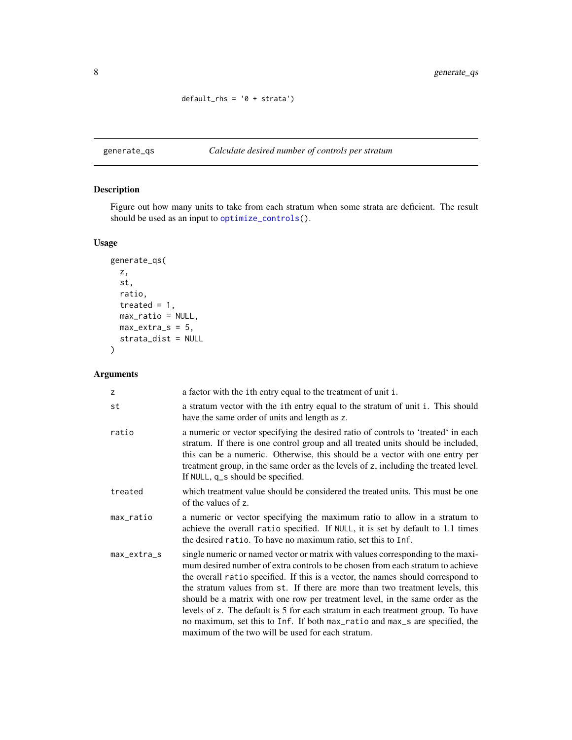```
default_rhs = '0 + strata')
```

## generate_qs — *Calculate desired number of controls per stratum*

### Description

Figure out how many units to take from each stratum when some strata are deficient. The result should be used as an input to optimize_controls().

### Usage

```
generate_qs(
  z,
  st,
  ratio,
  treated = 1,
  max_ratio = NULL,
  max_extra_s = 5,
  strata_dist = NULL
)
```

### Arguments

| Argument | Description |
|---|---|
| z | a factor with the ith entry equal to the treatment of unit i. |
| st | a stratum vector with the ith entry equal to the stratum of unit i. This should have the same order of units and length as z. |
| ratio | a numeric or vector specifying the desired ratio of controls to 'treated' in each stratum. If there is one control group and all treated units should be included, this can be a numeric. Otherwise, this should be a vector with one entry per treatment group, in the same order as the levels of z, including the treated level. If NULL, q_s should be specified. |
| treated | which treatment value should be considered the treated units. This must be one of the values of z. |
| max_ratio | a numeric or vector specifying the maximum ratio to allow in a stratum to achieve the overall ratio specified. If NULL, it is set by default to 1.1 times the desired ratio. To have no maximum ratio, set this to Inf. |
| max_extra_s | single numeric or named vector or matrix with values corresponding to the maximum desired number of extra controls to be chosen from each stratum to achieve the overall ratio specified. If this is a vector, the names should correspond to the stratum values from st. If there are more than two treatment levels, this should be a matrix with one row per treatment level, in the same order as the levels of z. The default is 5 for each stratum in each treatment group. To have no maximum, set this to Inf. If both max_ratio and max_s are specified, the maximum of the two will be used for each stratum. |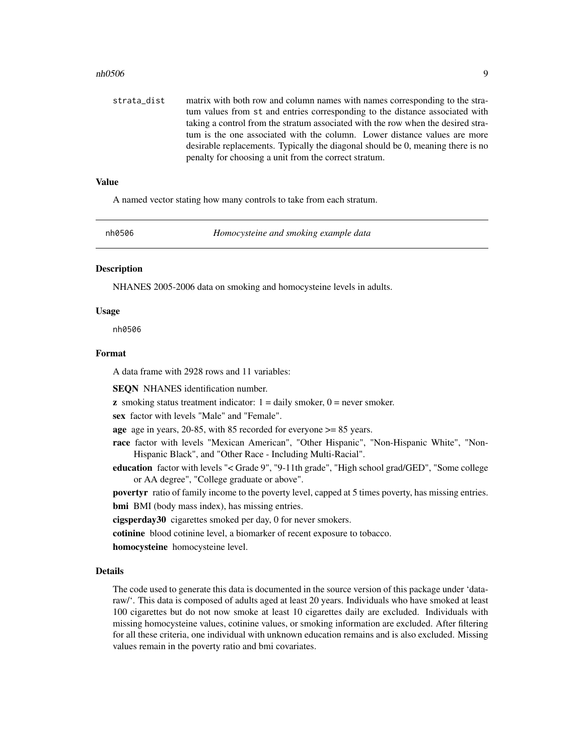strata_dist  matrix with both row and column names with names corresponding to the stratum values from st and entries corresponding to the distance associated with taking a control from the stratum associated with the row when the desired stratum is the one associated with the column. Lower distance values are more desirable replacements. Typically the diagonal should be 0, meaning there is no penalty for choosing a unit from the correct stratum.

### Value

A named vector stating how many controls to take from each stratum.

---

## nh0506 — *Homocysteine and smoking example data*

---

### Description

NHANES 2005-2006 data on smoking and homocysteine levels in adults.

### Usage

```
nh0506
```

### Format

A data frame with 2928 rows and 11 variables:

**SEQN** NHANES identification number.

**z** smoking status treatment indicator: 1 = daily smoker, 0 = never smoker.

**sex** factor with levels "Male" and "Female".

**age** age in years, 20-85, with 85 recorded for everyone >= 85 years.

**race** factor with levels "Mexican American", "Other Hispanic", "Non-Hispanic White", "Non-Hispanic Black", and "Other Race - Including Multi-Racial".

**education** factor with levels "< Grade 9", "9-11th grade", "High school grad/GED", "Some college or AA degree", "College graduate or above".

**povertyr** ratio of family income to the poverty level, capped at 5 times poverty, has missing entries.

**bmi** BMI (body mass index), has missing entries.

**cigsperday30** cigarettes smoked per day, 0 for never smokers.

**cotinine** blood cotinine level, a biomarker of recent exposure to tobacco.

**homocysteine** homocysteine level.

### Details

The code used to generate this data is documented in the source version of this package under 'data-raw/'. This data is composed of adults aged at least 20 years. Individuals who have smoked at least 100 cigarettes but do not now smoke at least 10 cigarettes daily are excluded. Individuals with missing homocysteine values, cotinine values, or smoking information are excluded. After filtering for all these criteria, one individual with unknown education remains and is also excluded. Missing values remain in the poverty ratio and bmi covariates.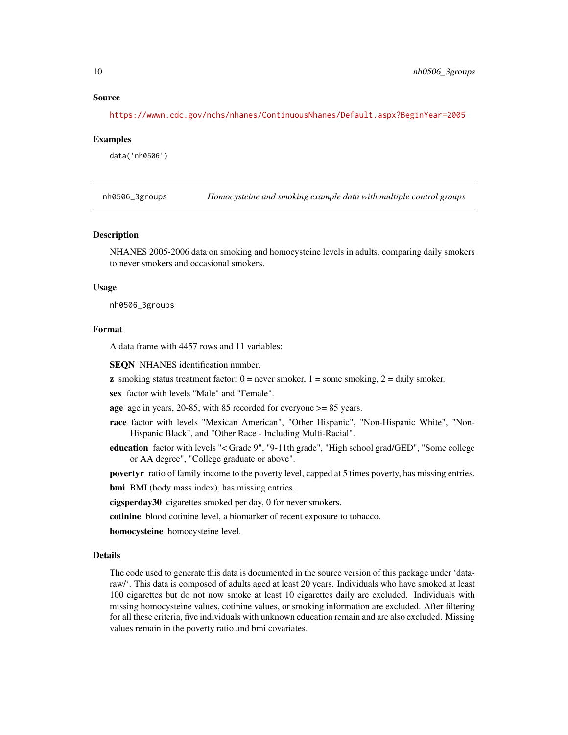### Source

https://wwwn.cdc.gov/nchs/nhanes/ContinuousNhanes/Default.aspx?BeginYear=2005

### Examples

```
data('nh0506')
```

---

## nh0506_3groups — *Homocysteine and smoking example data with multiple control groups*

### Description

NHANES 2005-2006 data on smoking and homocysteine levels in adults, comparing daily smokers to never smokers and occasional smokers.

### Usage

```
nh0506_3groups
```

### Format

A data frame with 4457 rows and 11 variables:

**SEQN** NHANES identification number.

**z** smoking status treatment factor: 0 = never smoker, 1 = some smoking, 2 = daily smoker.

**sex** factor with levels "Male" and "Female".

**age** age in years, 20-85, with 85 recorded for everyone >= 85 years.

**race** factor with levels "Mexican American", "Other Hispanic", "Non-Hispanic White", "Non-Hispanic Black", and "Other Race - Including Multi-Racial".

**education** factor with levels "< Grade 9", "9-11th grade", "High school grad/GED", "Some college or AA degree", "College graduate or above".

**povertyr** ratio of family income to the poverty level, capped at 5 times poverty, has missing entries.

**bmi** BMI (body mass index), has missing entries.

**cigsperday30** cigarettes smoked per day, 0 for never smokers.

**cotinine** blood cotinine level, a biomarker of recent exposure to tobacco.

**homocysteine** homocysteine level.

### Details

The code used to generate this data is documented in the source version of this package under 'data-raw/'. This data is composed of adults aged at least 20 years. Individuals who have smoked at least 100 cigarettes but do not now smoke at least 10 cigarettes daily are excluded. Individuals with missing homocysteine values, cotinine values, or smoking information are excluded. After filtering for all these criteria, five individuals with unknown education remain and are also excluded. Missing values remain in the poverty ratio and bmi covariates.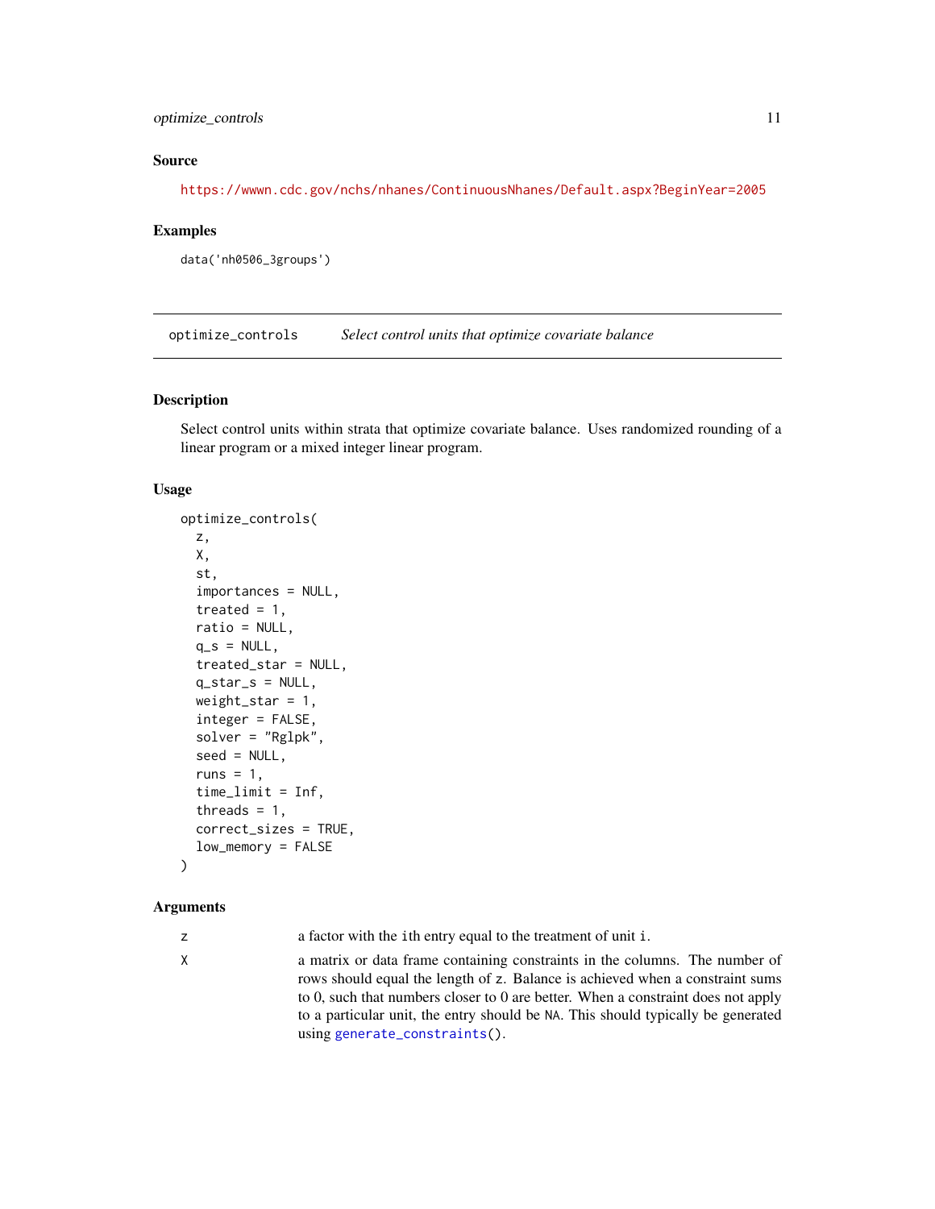### Source

https://wwwn.cdc.gov/nchs/nhanes/ContinuousNhanes/Default.aspx?BeginYear=2005

### Examples

```
data('nh0506_3groups')
```

---

## optimize_controls — *Select control units that optimize covariate balance*

### Description

Select control units within strata that optimize covariate balance. Uses randomized rounding of a linear program or a mixed integer linear program.

### Usage

```
optimize_controls(
  z,
  X,
  st,
  importances = NULL,
  treated = 1,
  ratio = NULL,
  q_s = NULL,
  treated_star = NULL,
  q_star_s = NULL,
  weight_star = 1,
  integer = FALSE,
  solver = "Rglpk",
  seed = NULL,
  runs = 1,
  time_limit = Inf,
  threads = 1,
  correct_sizes = TRUE,
  low_memory = FALSE
)
```

### Arguments

| | |
|---|---|
| `z` | a factor with the `i`th entry equal to the treatment of unit `i`. |
| `X` | a matrix or data frame containing constraints in the columns. The number of rows should equal the length of `z`. Balance is achieved when a constraint sums to 0, such that numbers closer to 0 are better. When a constraint does not apply to a particular unit, the entry should be `NA`. This should typically be generated using `generate_constraints()`. |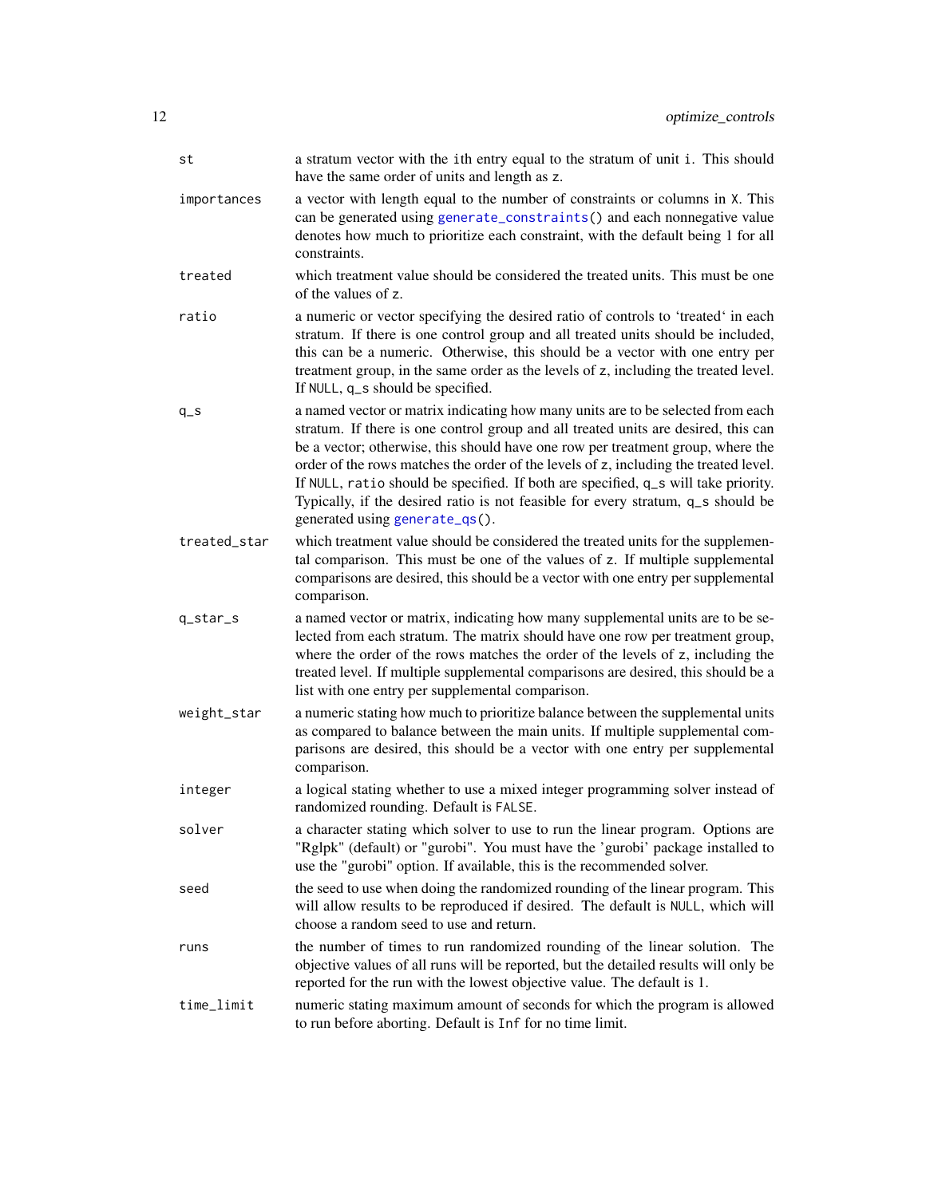| | |
|---|---|
| st | a stratum vector with the ith entry equal to the stratum of unit i. This should have the same order of units and length as z. |
| importances | a vector with length equal to the number of constraints or columns in X. This can be generated using generate_constraints() and each nonnegative value denotes how much to prioritize each constraint, with the default being 1 for all constraints. |
| treated | which treatment value should be considered the treated units. This must be one of the values of z. |
| ratio | a numeric or vector specifying the desired ratio of controls to 'treated' in each stratum. If there is one control group and all treated units should be included, this can be a numeric. Otherwise, this should be a vector with one entry per treatment group, in the same order as the levels of z, including the treated level. If NULL, q_s should be specified. |
| q_s | a named vector or matrix indicating how many units are to be selected from each stratum. If there is one control group and all treated units are desired, this can be a vector; otherwise, this should have one row per treatment group, where the order of the rows matches the order of the levels of z, including the treated level. If NULL, ratio should be specified. If both are specified, q_s will take priority. Typically, if the desired ratio is not feasible for every stratum, q_s should be generated using generate_qs(). |
| treated_star | which treatment value should be considered the treated units for the supplemental comparison. This must be one of the values of z. If multiple supplemental comparisons are desired, this should be a vector with one entry per supplemental comparison. |
| q_star_s | a named vector or matrix, indicating how many supplemental units are to be selected from each stratum. The matrix should have one row per treatment group, where the order of the rows matches the order of the levels of z, including the treated level. If multiple supplemental comparisons are desired, this should be a list with one entry per supplemental comparison. |
| weight_star | a numeric stating how much to prioritize balance between the supplemental units as compared to balance between the main units. If multiple supplemental comparisons are desired, this should be a vector with one entry per supplemental comparison. |
| integer | a logical stating whether to use a mixed integer programming solver instead of randomized rounding. Default is FALSE. |
| solver | a character stating which solver to use to run the linear program. Options are "Rglpk" (default) or "gurobi". You must have the 'gurobi' package installed to use the "gurobi" option. If available, this is the recommended solver. |
| seed | the seed to use when doing the randomized rounding of the linear program. This will allow results to be reproduced if desired. The default is NULL, which will choose a random seed to use and return. |
| runs | the number of times to run randomized rounding of the linear solution. The objective values of all runs will be reported, but the detailed results will only be reported for the run with the lowest objective value. The default is 1. |
| time_limit | numeric stating maximum amount of seconds for which the program is allowed to run before aborting. Default is Inf for no time limit. |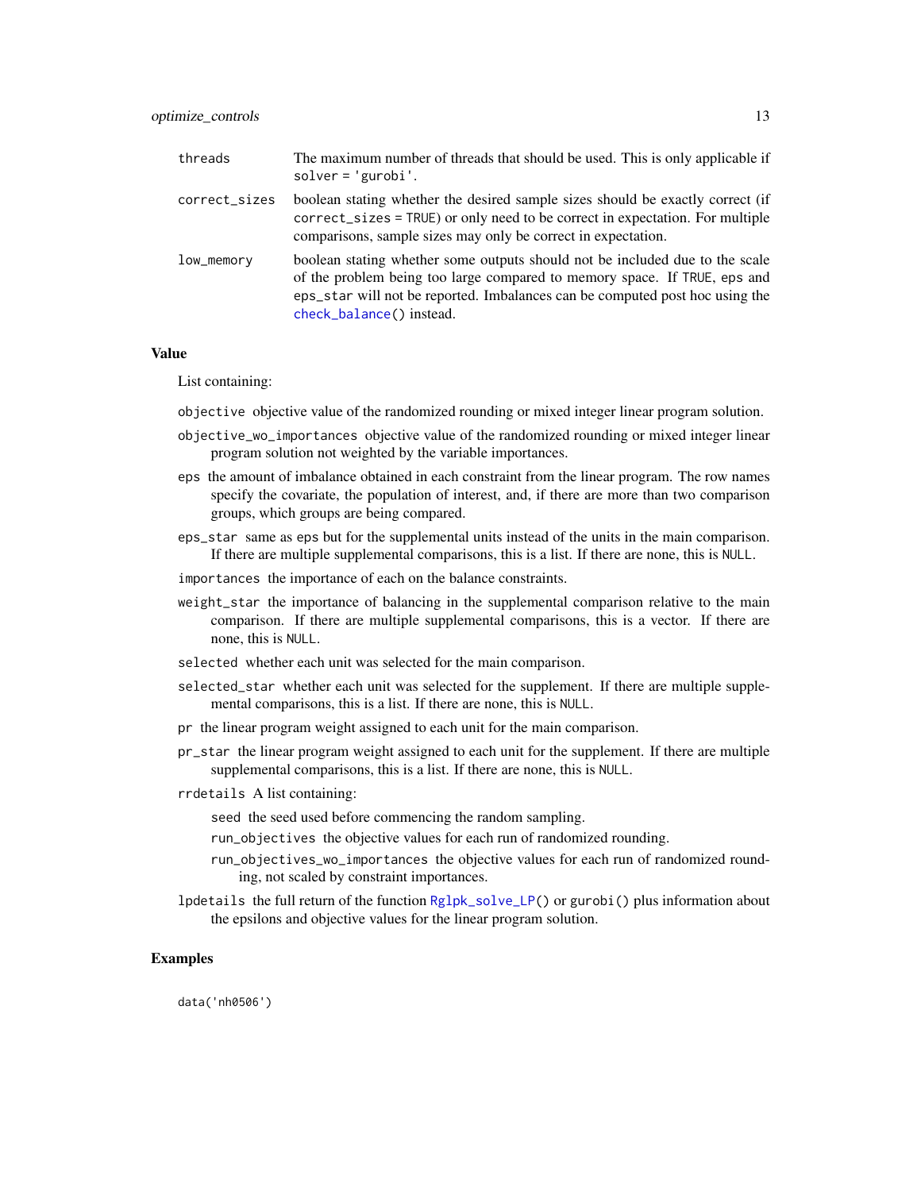| | |
|---|---|
| threads | The maximum number of threads that should be used. This is only applicable if `solver = 'gurobi'`. |
| correct_sizes | boolean stating whether the desired sample sizes should be exactly correct (if `correct_sizes = TRUE`) or only need to be correct in expectation. For multiple comparisons, sample sizes may only be correct in expectation. |
| low_memory | boolean stating whether some outputs should not be included due to the scale of the problem being too large compared to memory space. If `TRUE`, `eps` and `eps_star` will not be reported. Imbalances can be computed post hoc using the `check_balance()` instead. |

## Value

List containing:

`objective` objective value of the randomized rounding or mixed integer linear program solution.

`objective_wo_importances` objective value of the randomized rounding or mixed integer linear program solution not weighted by the variable importances.

`eps` the amount of imbalance obtained in each constraint from the linear program. The row names specify the covariate, the population of interest, and, if there are more than two comparison groups, which groups are being compared.

`eps_star` same as `eps` but for the supplemental units instead of the units in the main comparison. If there are multiple supplemental comparisons, this is a list. If there are none, this is `NULL`.

`importances` the importance of each on the balance constraints.

`weight_star` the importance of balancing in the supplemental comparison relative to the main comparison. If there are multiple supplemental comparisons, this is a vector. If there are none, this is `NULL`.

`selected` whether each unit was selected for the main comparison.

`selected_star` whether each unit was selected for the supplement. If there are multiple supplemental comparisons, this is a list. If there are none, this is `NULL`.

`pr` the linear program weight assigned to each unit for the main comparison.

`pr_star` the linear program weight assigned to each unit for the supplement. If there are multiple supplemental comparisons, this is a list. If there are none, this is `NULL`.

`rrdetails` A list containing:

- `seed` the seed used before commencing the random sampling.
- `run_objectives` the objective values for each run of randomized rounding.
- `run_objectives_wo_importances` the objective values for each run of randomized rounding, not scaled by constraint importances.

`lpdetails` the full return of the function `Rglpk_solve_LP()` or `gurobi()` plus information about the epsilons and objective values for the linear program solution.

## Examples

```
data('nh0506')
```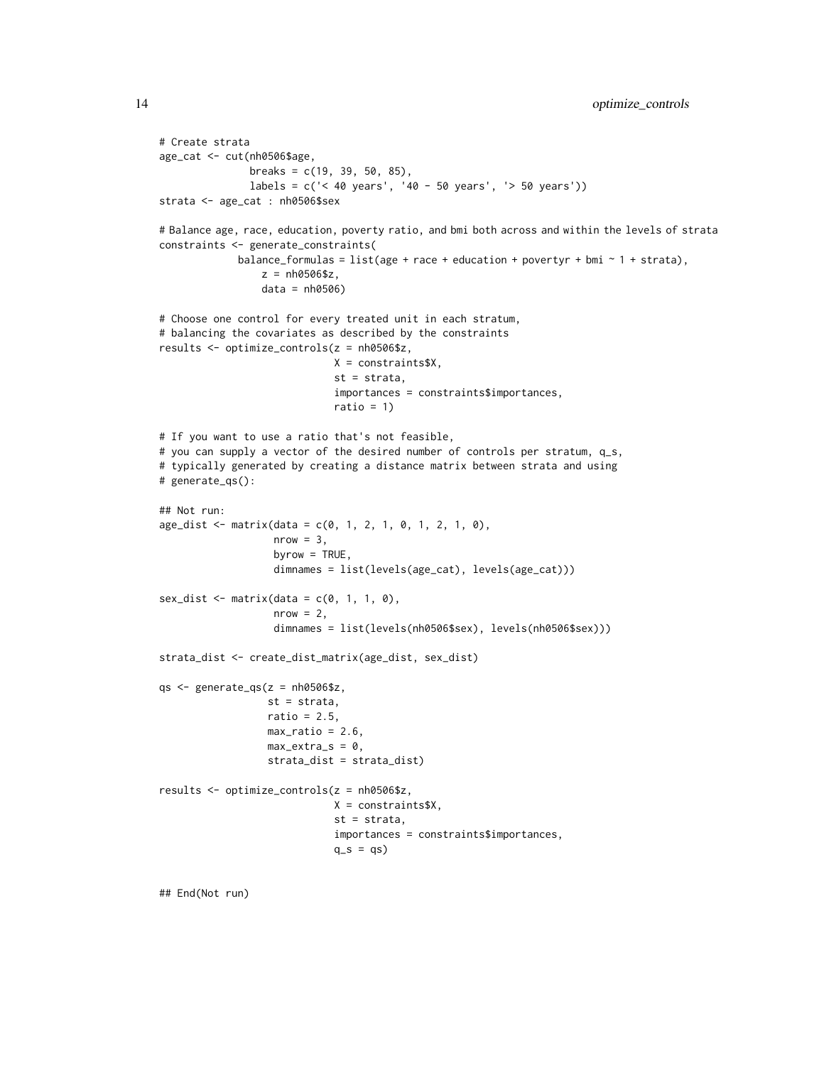```
# Create strata
age_cat <- cut(nh0506$age,
               breaks = c(19, 39, 50, 85),
               labels = c('< 40 years', '40 - 50 years', '> 50 years'))
strata <- age_cat : nh0506$sex

# Balance age, race, education, poverty ratio, and bmi both across and within the levels of strata
constraints <- generate_constraints(
             balance_formulas = list(age + race + education + povertyr + bmi ~ 1 + strata),
                 z = nh0506$z,
                 data = nh0506)

# Choose one control for every treated unit in each stratum,
# balancing the covariates as described by the constraints
results <- optimize_controls(z = nh0506$z,
                             X = constraints$X,
                             st = strata,
                             importances = constraints$importances,
                             ratio = 1)

# If you want to use a ratio that's not feasible,
# you can supply a vector of the desired number of controls per stratum, q_s,
# typically generated by creating a distance matrix between strata and using
# generate_qs():

## Not run:
age_dist <- matrix(data = c(0, 1, 2, 1, 0, 1, 2, 1, 0),
                   nrow = 3,
                   byrow = TRUE,
                   dimnames = list(levels(age_cat), levels(age_cat)))

sex_dist <- matrix(data = c(0, 1, 1, 0),
                   nrow = 2,
                   dimnames = list(levels(nh0506$sex), levels(nh0506$sex)))

strata_dist <- create_dist_matrix(age_dist, sex_dist)

qs <- generate_qs(z = nh0506$z,
                  st = strata,
                  ratio = 2.5,
                  max_ratio = 2.6,
                  max_extra_s = 0,
                  strata_dist = strata_dist)

results <- optimize_controls(z = nh0506$z,
                             X = constraints$X,
                             st = strata,
                             importances = constraints$importances,
                             q_s = qs)


## End(Not run)
```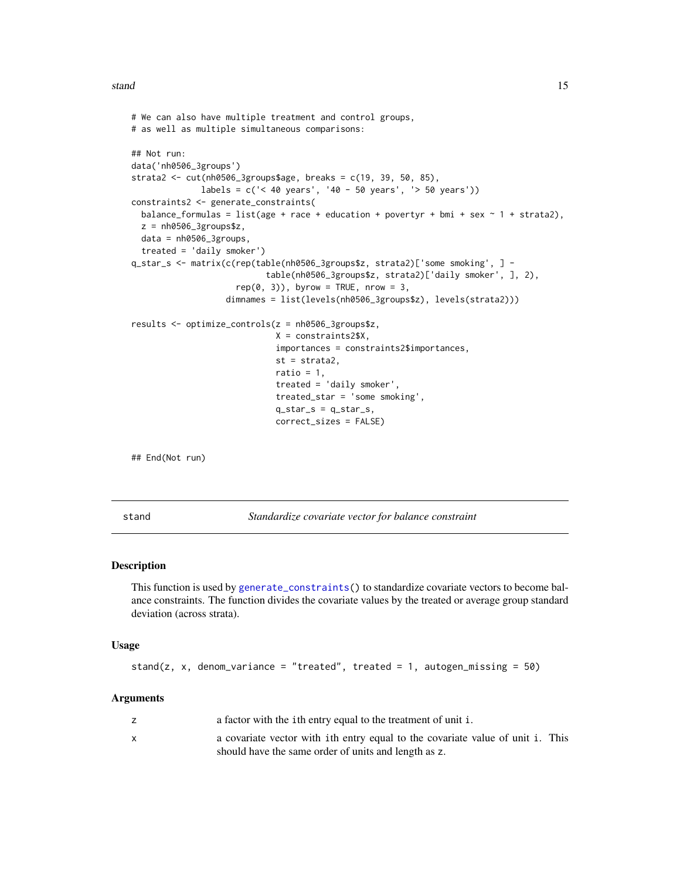```
# We can also have multiple treatment and control groups,
# as well as multiple simultaneous comparisons:

## Not run:
data('nh0506_3groups')
strata2 <- cut(nh0506_3groups$age, breaks = c(19, 39, 50, 85),
              labels = c('< 40 years', '40 - 50 years', '> 50 years'))
constraints2 <- generate_constraints(
  balance_formulas = list(age + race + education + povertyr + bmi + sex ~ 1 + strata2),
  z = nh0506_3groups$z,
  data = nh0506_3groups,
  treated = 'daily smoker')
q_star_s <- matrix(c(rep(table(nh0506_3groups$z, strata2)['some smoking', ] -
                           table(nh0506_3groups$z, strata2)['daily smoker', ], 2),
                     rep(0, 3)), byrow = TRUE, nrow = 3,
                   dimnames = list(levels(nh0506_3groups$z), levels(strata2)))

results <- optimize_controls(z = nh0506_3groups$z,
                             X = constraints2$X,
                             importances = constraints2$importances,
                             st = strata2,
                             ratio = 1,
                             treated = 'daily smoker',
                             treated_star = 'some smoking',
                             q_star_s = q_star_s,
                             correct_sizes = FALSE)


## End(Not run)
```

## stand — *Standardize covariate vector for balance constraint*

### Description

This function is used by `generate_constraints()` to standardize covariate vectors to become balance constraints. The function divides the covariate values by the treated or average group standard deviation (across strata).

### Usage

```
stand(z, x, denom_variance = "treated", treated = 1, autogen_missing = 50)
```

### Arguments

| | |
|---|---|
| z | a factor with the ith entry equal to the treatment of unit i. |
| x | a covariate vector with ith entry equal to the covariate value of unit i. This should have the same order of units and length as z. |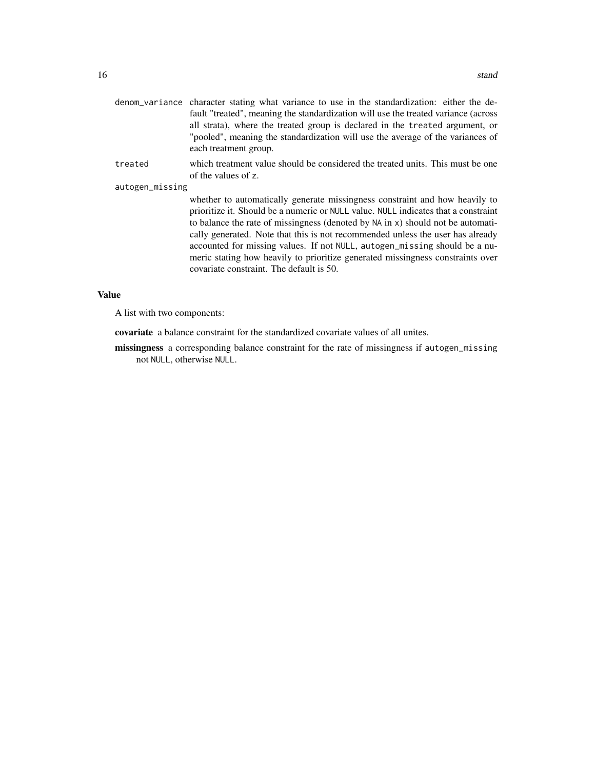`denom_variance` character stating what variance to use in the standardization: either the default "treated", meaning the standardization will use the treated variance (across all strata), where the treated group is declared in the `treated` argument, or "pooled", meaning the standardization will use the average of the variances of each treatment group.

`treated` which treatment value should be considered the treated units. This must be one of the values of `z`.

`autogen_missing` whether to automatically generate missingness constraint and how heavily to prioritize it. Should be a numeric or `NULL` value. `NULL` indicates that a constraint to balance the rate of missingness (denoted by `NA` in `x`) should not be automatically generated. Note that this is not recommended unless the user has already accounted for missing values. If not `NULL`, `autogen_missing` should be a numeric stating how heavily to prioritize generated missingness constraints over covariate constraint. The default is 50.

## Value

A list with two components:

**covariate** a balance constraint for the standardized covariate values of all unites.

**missingness** a corresponding balance constraint for the rate of missingness if `autogen_missing` not `NULL`, otherwise `NULL`.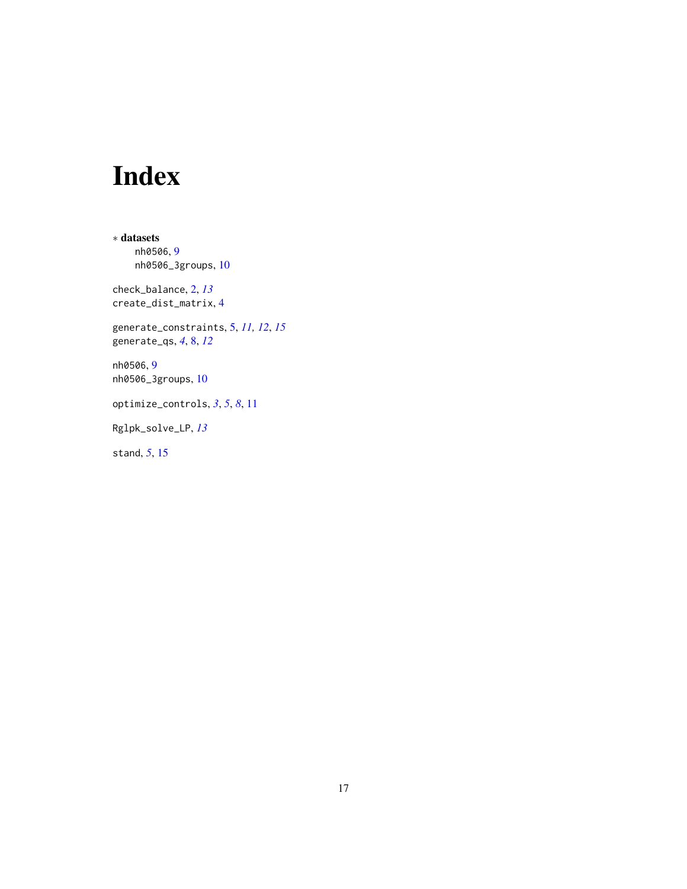# Index

∗ **datasets**
    nh0506, 9
    nh0506_3groups, 10

check_balance, 2, *13*
create_dist_matrix, 4

generate_constraints, 5, *11, 12*, *15*
generate_qs, *4*, 8, *12*

nh0506, 9
nh0506_3groups, 10

optimize_controls, *3*, *5*, *8*, 11

Rglpk_solve_LP, *13*

stand, *5*, 15